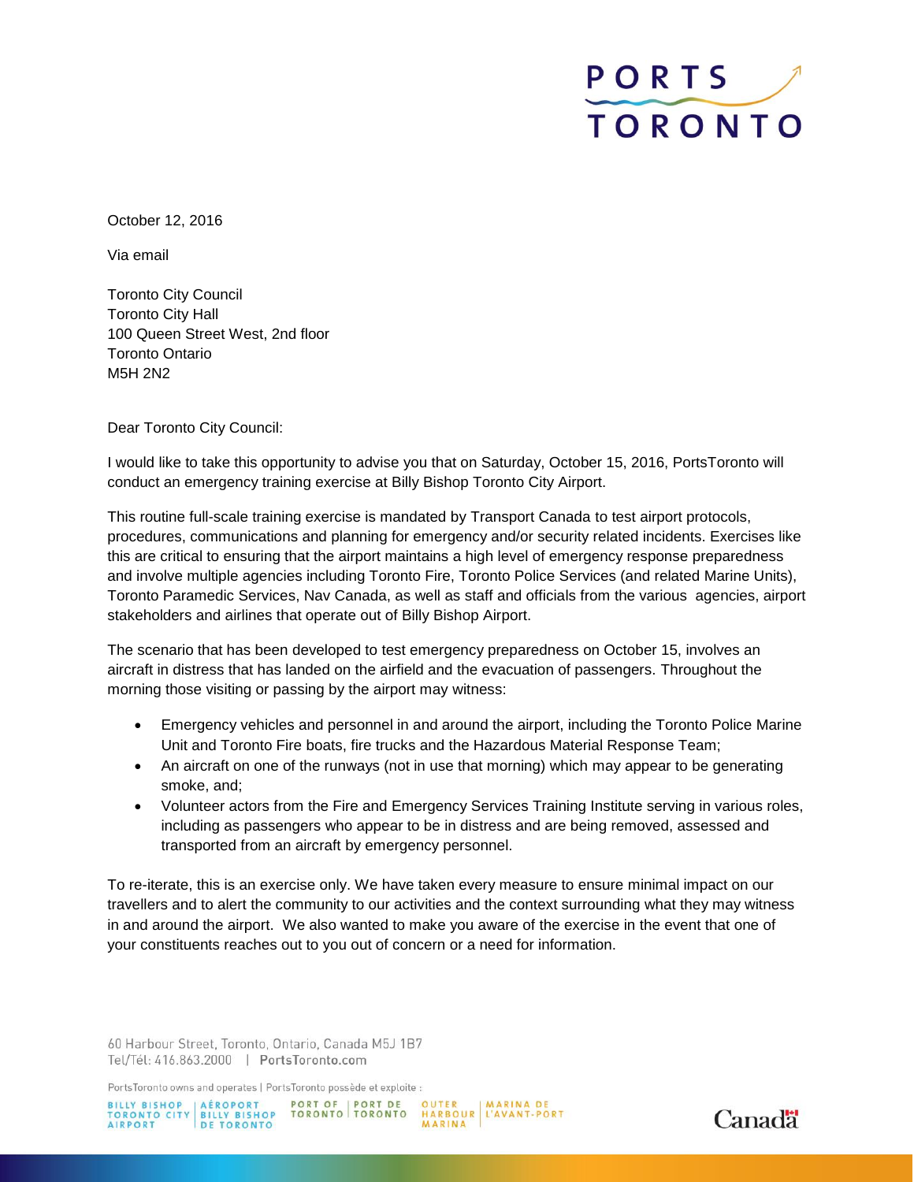PORTS TORONTO

October 12, 2016

Via email

Toronto City Council
Toronto City Hall
100 Queen Street West, 2nd floor
Toronto Ontario
M5H 2N2

Dear Toronto City Council:

I would like to take this opportunity to advise you that on Saturday, October 15, 2016, PortsToronto will conduct an emergency training exercise at Billy Bishop Toronto City Airport.

This routine full-scale training exercise is mandated by Transport Canada to test airport protocols, procedures, communications and planning for emergency and/or security related incidents. Exercises like this are critical to ensuring that the airport maintains a high level of emergency response preparedness and involve multiple agencies including Toronto Fire, Toronto Police Services (and related Marine Units), Toronto Paramedic Services, Nav Canada, as well as staff and officials from the various agencies, airport stakeholders and airlines that operate out of Billy Bishop Airport.

The scenario that has been developed to test emergency preparedness on October 15, involves an aircraft in distress that has landed on the airfield and the evacuation of passengers. Throughout the morning those visiting or passing by the airport may witness:

- Emergency vehicles and personnel in and around the airport, including the Toronto Police Marine Unit and Toronto Fire boats, fire trucks and the Hazardous Material Response Team;
- An aircraft on one of the runways (not in use that morning) which may appear to be generating smoke, and;
- Volunteer actors from the Fire and Emergency Services Training Institute serving in various roles, including as passengers who appear to be in distress and are being removed, assessed and transported from an aircraft by emergency personnel.

To re-iterate, this is an exercise only. We have taken every measure to ensure minimal impact on our travellers and to alert the community to our activities and the context surrounding what they may witness in and around the airport. We also wanted to make you aware of the exercise in the event that one of your constituents reaches out to you out of concern or a need for information.

60 Harbour Street, Toronto, Ontario, Canada M5J 1B7
Tel/Tél: 416.863.2000 | PortsToronto.com

PortsToronto owns and operates | PortsToronto possède et exploite :
BILLY BISHOP TORONTO CITY AIRPORT | AÉROPORT BILLY BISHOP DE TORONTO
PORT OF TORONTO | PORT DE TORONTO
OUTER HARBOUR MARINA | MARINA DE L'AVANT-PORT

Canada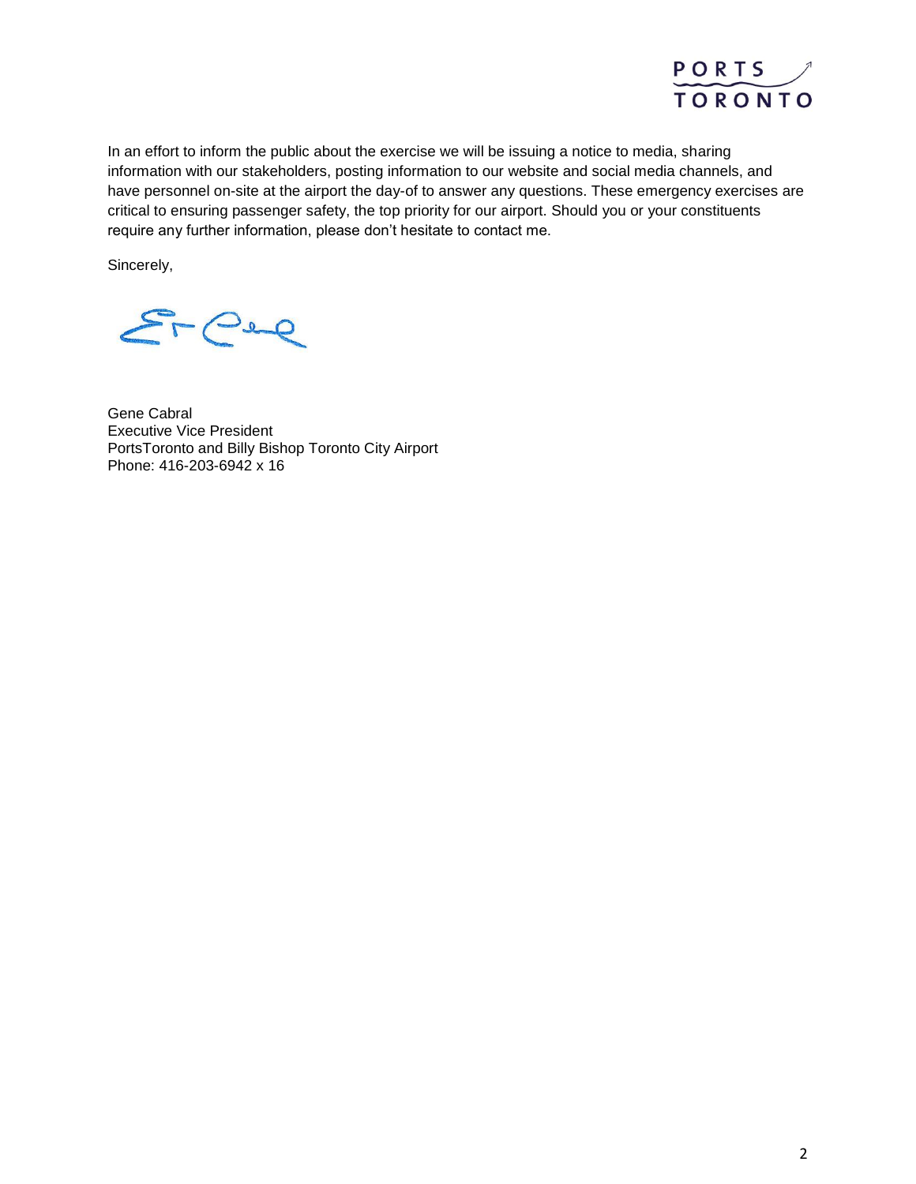In an effort to inform the public about the exercise we will be issuing a notice to media, sharing information with our stakeholders, posting information to our website and social media channels, and have personnel on-site at the airport the day-of to answer any questions. These emergency exercises are critical to ensuring passenger safety, the top priority for our airport. Should you or your constituents require any further information, please don't hesitate to contact me.

Sincerely,

Gene Cabral
Executive Vice President
PortsToronto and Billy Bishop Toronto City Airport
Phone: 416-203-6942 x 16